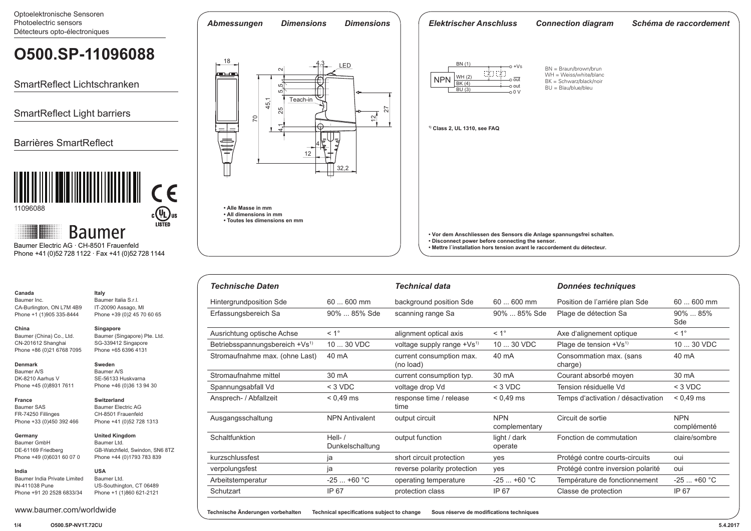Optoelektronische Sensoren
Photoelectric sensors
Détecteurs opto-électroniques

# O500.SP-11096088

SmartReflect Lichtschranken

SmartReflect Light barriers

Barrières SmartReflect

11096088

Baumer

Baumer Electric AG · CH-8501 Frauenfeld
Phone +41 (0)52 728 1122 · Fax +41 (0)52 728 1144

**Canada**
Baumer Inc.
CA-Burlington, ON L7M 4B9
Phone +1 (1)905 335-8444

**Italy**
Baumer Italia S.r.l.
IT-20090 Assago, MI
Phone +39 (0)2 45 70 60 65

**China**
Baumer (China) Co., Ltd.
CN-201612 Shanghai
Phone +86 (0)21 6768 7095

**Singapore**
Baumer (Singapore) Pte. Ltd.
SG-339412 Singapore
Phone +65 6396 4131

**Denmark**
Baumer A/S
DK-8210 Aarhus V
Phone +45 (0)8931 7611

**Sweden**
Baumer A/S
SE-56133 Huskvarna
Phone +46 (0)36 13 94 30

**France**
Baumer SAS
FR-74250 Fillinges
Phone +33 (0)450 392 466

**Switzerland**
Baumer Electric AG
CH-8501 Frauenfeld
Phone +41 (0)52 728 1313

**Germany**
Baumer GmbH
DE-61169 Friedberg
Phone +49 (0)6031 60 07 0

**United Kingdom**
Baumer Ltd.
GB-Watchfield, Swindon, SN6 8TZ
Phone +44 (0)1793 783 839

**India**
Baumer India Private Limited
IN-411038 Pune
Phone +91 20 2528 6833/34

**USA**
Baumer Ltd.
US-Southington, CT 06489
Phone +1 (1)860 621-2121

www.baumer.com/worldwide

## *Abmessungen* *Dimensions* *Dimensions*

18 · 2 · 4,3 · LED · 5,5 · Teach-in · 45,1 · 25 · 70 · 12 · 27 · 4,1 · 4 · 12 · 32,2

- **Alle Masse in mm**
- **All dimensions in mm**
- **Toutes les dimensions en mm**

## *Elektrischer Anschluss* *Connection diagram* *Schéma de raccordement*

NPN · BN (1) +Vs · WH (2) $\overline{out}$ · BK (4) out · BU (3) 0 V

BN = Braun/brown/brun
WH = Weiss/white/blanc
BK = Schwarz/black/noir
BU = Blau/blue/bleu

[1] **Class 2, UL 1310, see FAQ**

- **Vor dem Anschliessen des Sensors die Anlage spannungsfrei schalten.**
- **Disconnect power before connecting the sensor.**
- **Mettre l`installation hors tension avant le raccordement du détecteur.**

## *Technische Daten* / *Technical data* / *Données techniques*

| *Technische Daten* | | *Technical data* | | *Données techniques* | |
|---|---|---|---|---|---|
| Hintergrundposition Sde | 60 ... 600 mm | background position Sde | 60 ... 600 mm | Position de l'arriére plan Sde | 60 ... 600 mm |
| Erfassungsbereich Sa | 90% ... 85% Sde | scanning range Sa | 90% ... 85% Sde | Plage de détection Sa | 90% ... 85% Sde |
| Ausrichtung optische Achse | < 1° | alignment optical axis | < 1° | Axe d'alignement optique | < 1° |
| Betriebsspannungsbereich +Vs[1] | 10 ... 30 VDC | voltage supply range +Vs[1] | 10 ... 30 VDC | Plage de tension +Vs[1] | 10 ... 30 VDC |
| Stromaufnahme max. (ohne Last) | 40 mA | current consumption max. (no load) | 40 mA | Consommation max. (sans charge) | 40 mA |
| Stromaufnahme mittel | 30 mA | current consumption typ. | 30 mA | Courant absorbé moyen | 30 mA |
| Spannungsabfall Vd | < 3 VDC | voltage drop Vd | < 3 VDC | Tension résiduelle Vd | < 3 VDC |
| Ansprech- / Abfallzeit | < 0,49 ms | response time / release time | < 0,49 ms | Temps d'activation / désactivation | < 0,49 ms |
| Ausgangsschaltung | NPN Antivalent | output circuit | NPN complementary | Circuit de sortie | NPN complémenté |
| Schaltfunktion | Hell- / Dunkelschaltung | output function | light / dark operate | Fonction de commutation | claire/sombre |
| kurzschlussfest | ja | short circuit protection | yes | Protégé contre courts-circuits | oui |
| verpolungsfest | ja | reverse polarity protection | yes | Protégé contre inversion polarité | oui |
| Arbeitstemperatur | -25 ... +60 °C | operating temperature | -25 ... +60 °C | Température de fonctionnement | -25 ... +60 °C |
| Schutzart | IP 67 | protection class | IP 67 | Classe de protection | IP 67 |

**Technische Änderungen vorbehalten** **Technical specifications subject to change** **Sous réserve de modifications techniques**

O500.SP-NV1T.72CU · 5.4.2017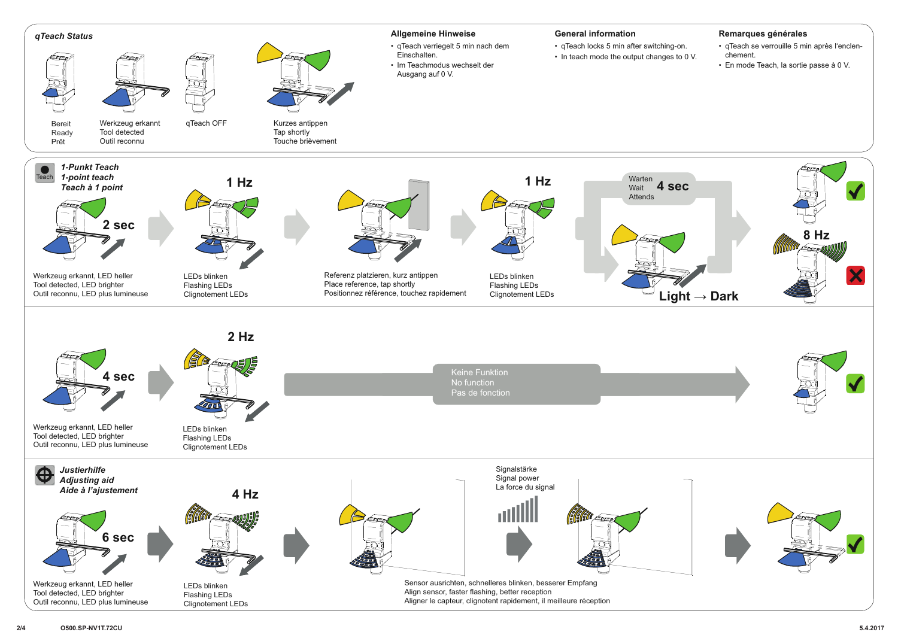## qTeach Status

Bereit
Ready
Prêt

Werkzeug erkannt
Tool detected
Outil reconnu

qTeach OFF

Kurzes antippen
Tap shortly
Touche brièvement

### Allgemeine Hinweise

- qTeach verriegelt 5 min nach dem Einschalten.
- Im Teachmodus wechselt der Ausgang auf 0 V.

### General information

- qTeach locks 5 min after switching-on.
- In teach mode the output changes to 0 V.

### Remarques générales

- qTeach se verrouille 5 min après l'enclenchement.
- En mode Teach, la sortie passe à 0 V.

## *1-Punkt Teach*
## *1-point teach*
## *Teach à 1 point*

Teach

2 sec

Werkzeug erkannt, LED heller
Tool detected, LED brighter
Outil reconnu, LED plus lumineuse

1 Hz

LEDs blinken
Flashing LEDs
Clignotement LEDs

Referenz platzieren, kurz antippen
Place reference, tap shortly
Positionnez référence, touchez rapidement

1 Hz

LEDs blinken
Flashing LEDs
Clignotement LEDs

Warten
Wait
Attends
4 sec

Light → Dark

8 Hz

2 Hz

4 sec

Werkzeug erkannt, LED heller
Tool detected, LED brighter
Outil reconnu, LED plus lumineuse

LEDs blinken
Flashing LEDs
Clignotement LEDs

Keine Funktion
No function
Pas de fonction

## *Justierhilfe*
## *Adjusting aid*
## *Aide à l'ajustement*

4 Hz

6 sec

Werkzeug erkannt, LED heller
Tool detected, LED brighter
Outil reconnu, LED plus lumineuse

LEDs blinken
Flashing LEDs
Clignotement LEDs

Signalstärke
Signal power
La force du signal

Sensor ausrichten, schnelleres blinken, besserer Empfang
Align sensor, faster flashing, better reception
Aligner le capteur, clignotent rapidement, il meilleure réception

O500.SP-NV1T.72CU

5.4.2017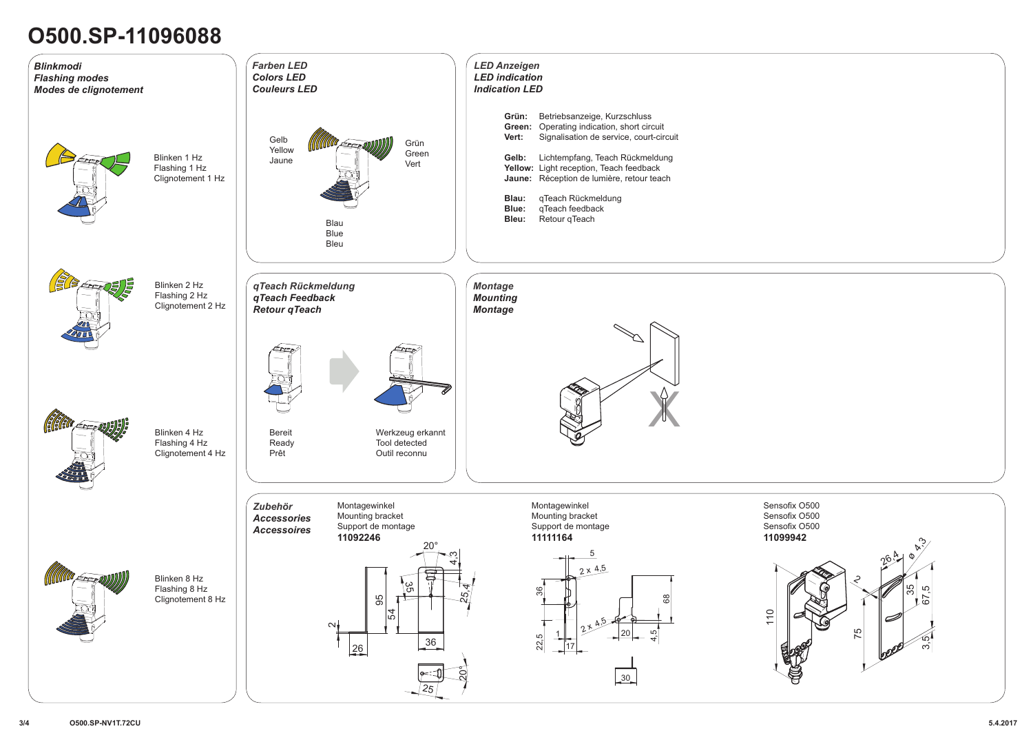# O500.SP-11096088

## *Blinkmodi*
## *Flashing modes*
## *Modes de clignotement*

Blinken 1 Hz
Flashing 1 Hz
Clignotement 1 Hz

Blinken 2 Hz
Flashing 2 Hz
Clignotement 2 Hz

Blinken 4 Hz
Flashing 4 Hz
Clignotement 4 Hz

Blinken 8 Hz
Flashing 8 Hz
Clignotement 8 Hz

## *Farben LED*
## *Colors LED*
## *Couleurs LED*

Gelb
Yellow
Jaune

Grün
Green
Vert

Blau
Blue
Bleu

## *LED Anzeigen*
## *LED indication*
## *Indication LED*

**Grün:** Betriebsanzeige, Kurzschluss
**Green:** Operating indication, short circuit
**Vert:** Signalisation de service, court-circuit

**Gelb:** Lichtempfang, Teach Rückmeldung
**Yellow:** Light reception, Teach feedback
**Jaune:** Réception de lumière, retour teach

**Blau:** qTeach Rückmeldung
**Blue:** qTeach feedback
**Bleu:** Retour qTeach

## *qTeach Rückmeldung*
## *qTeach Feedback*
## *Retour qTeach*

Bereit
Ready
Prêt

Werkzeug erkannt
Tool detected
Outil reconnu

## *Montage*
## *Mounting*
## *Montage*

## *Zubehör*
## *Accessories*
## *Accessoires*

Montagewinkel
Mounting bracket
Support de montage
**11092246**

Montagewinkel
Mounting bracket
Support de montage
**11111164**

Sensofix O500
Sensofix O500
Sensofix O500
**11099942**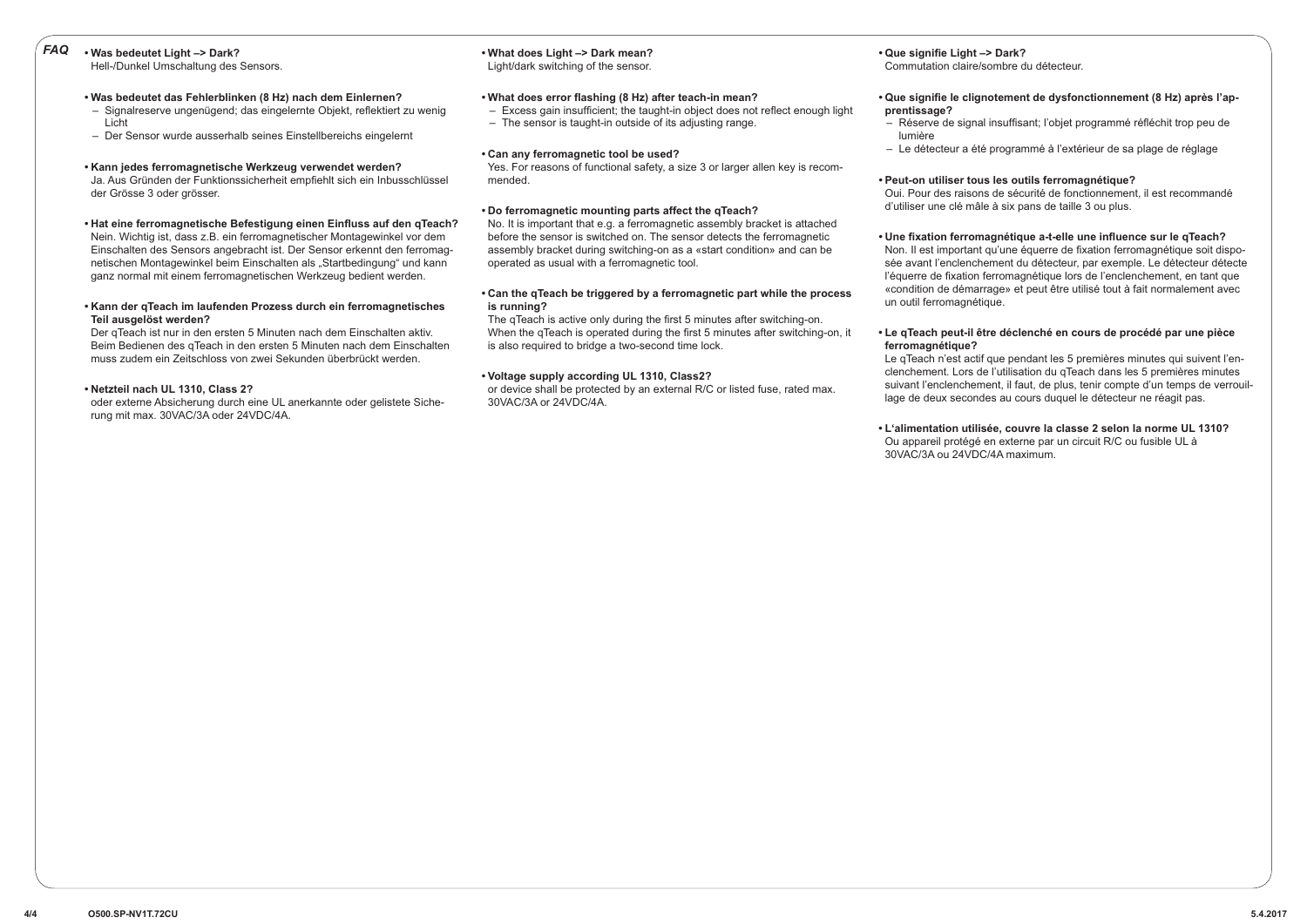## FAQ

- **Was bedeutet Light –> Dark?**
  Hell-/Dunkel Umschaltung des Sensors.

- **Was bedeutet das Fehlerblinken (8 Hz) nach dem Einlernen?**
  – Signalreserve ungenügend; das eingelernte Objekt, reflektiert zu wenig Licht
  – Der Sensor wurde ausserhalb seines Einstellbereichs eingelernt

- **Kann jedes ferromagnetische Werkzeug verwendet werden?**
  Ja. Aus Gründen der Funktionssicherheit empfiehlt sich ein Inbusschlüssel der Grösse 3 oder grösser.

- **Hat eine ferromagnetische Befestigung einen Einfluss auf den qTeach?**
  Nein. Wichtig ist, dass z.B. ein ferromagnetischer Montagewinkel vor dem Einschalten des Sensors angebracht ist. Der Sensor erkennt den ferromagnetischen Montagewinkel beim Einschalten als „Startbedingung" und kann ganz normal mit einem ferromagnetischen Werkzeug bedient werden.

- **Kann der qTeach im laufenden Prozess durch ein ferromagnetisches Teil ausgelöst werden?**
  Der qTeach ist nur in den ersten 5 Minuten nach dem Einschalten aktiv. Beim Bedienen des qTeach in den ersten 5 Minuten nach dem Einschalten muss zudem ein Zeitschloss von zwei Sekunden überbrückt werden.

- **Netzteil nach UL 1310, Class 2?**
  oder externe Absicherung durch eine UL anerkannte oder gelistete Sicherung mit max. 30VAC/3A oder 24VDC/4A.

- **What does Light –> Dark mean?**
  Light/dark switching of the sensor.

- **What does error flashing (8 Hz) after teach-in mean?**
  – Excess gain insufficient; the taught-in object does not reflect enough light
  – The sensor is taught-in outside of its adjusting range.

- **Can any ferromagnetic tool be used?**
  Yes. For reasons of functional safety, a size 3 or larger allen key is recommended.

- **Do ferromagnetic mounting parts affect the qTeach?**
  No. It is important that e.g. a ferromagnetic assembly bracket is attached before the sensor is switched on. The sensor detects the ferromagnetic assembly bracket during switching-on as a «start condition» and can be operated as usual with a ferromagnetic tool.

- **Can the qTeach be triggered by a ferromagnetic part while the process is running?**
  The qTeach is active only during the first 5 minutes after switching-on. When the qTeach is operated during the first 5 minutes after switching-on, it is also required to bridge a two-second time lock.

- **Voltage supply according UL 1310, Class2?**
  or device shall be protected by an external R/C or listed fuse, rated max. 30VAC/3A or 24VDC/4A.

- **Que signifie Light –> Dark?**
  Commutation claire/sombre du détecteur.

- **Que signifie le clignotement de dysfonctionnement (8 Hz) après l'apprentissage?**
  – Réserve de signal insuffisant; l'objet programmé réfléchit trop peu de lumière
  – Le détecteur a été programmé à l'extérieur de sa plage de réglage

- **Peut-on utiliser tous les outils ferromagnétique?**
  Oui. Pour des raisons de sécurité de fonctionnement, il est recommandé d'utiliser une clé mâle à six pans de taille 3 ou plus.

- **Une fixation ferromagnétique a-t-elle une influence sur le qTeach?**
  Non. Il est important qu'une équerre de fixation ferromagnétique soit disposée avant l'enclenchement du détecteur, par exemple. Le détecteur détecte l'équerre de fixation ferromagnétique lors de l'enclenchement, en tant que «condition de démarrage» et peut être utilisé tout à fait normalement avec un outil ferromagnétique.

- **Le qTeach peut-il être déclenché en cours de procédé par une pièce ferromagnétique?**
  Le qTeach n'est actif que pendant les 5 premières minutes qui suivent l'enclenchement. Lors de l'utilisation du qTeach dans les 5 premières minutes suivant l'enclenchement, il faut, de plus, tenir compte d'un temps de verrouillage de deux secondes au cours duquel le détecteur ne réagit pas.

- **L'alimentation utilisée, couvre la classe 2 selon la norme UL 1310?**
  Ou appareil protégé en externe par un circuit R/C ou fusible UL à 30VAC/3A ou 24VDC/4A maximum.